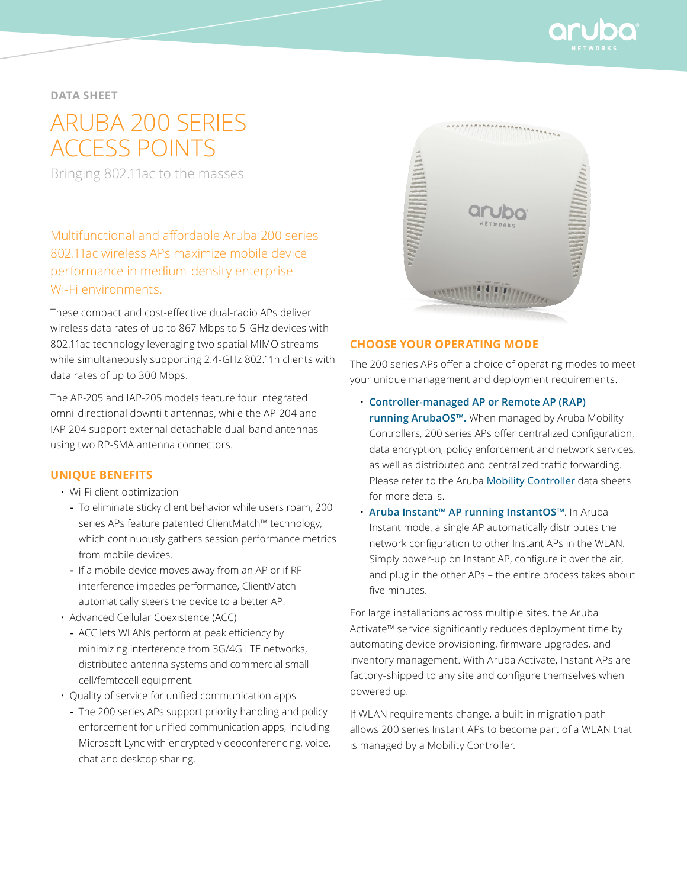DATA SHEET

# ARUBA 200 SERIES ACCESS POINTS

Bringing 802.11ac to the masses

Multifunctional and affordable Aruba 200 series 802.11ac wireless APs maximize mobile device performance in medium-density enterprise Wi-Fi environments.

These compact and cost-effective dual-radio APs deliver wireless data rates of up to 867 Mbps to 5-GHz devices with 802.11ac technology leveraging two spatial MIMO streams while simultaneously supporting 2.4-GHz 802.11n clients with data rates of up to 300 Mbps.

The AP-205 and IAP-205 models feature four integrated omni-directional downtilt antennas, while the AP-204 and IAP-204 support external detachable dual-band antennas using two RP-SMA antenna connectors.

## UNIQUE BENEFITS

- Wi-Fi client optimization
  - To eliminate sticky client behavior while users roam, 200 series APs feature patented ClientMatch™ technology, which continuously gathers session performance metrics from mobile devices.
  - If a mobile device moves away from an AP or if RF interference impedes performance, ClientMatch automatically steers the device to a better AP.
- Advanced Cellular Coexistence (ACC)
  - ACC lets WLANs perform at peak efficiency by minimizing interference from 3G/4G LTE networks, distributed antenna systems and commercial small cell/femtocell equipment.
- Quality of service for unified communication apps
  - The 200 series APs support priority handling and policy enforcement for unified communication apps, including Microsoft Lync with encrypted videoconferencing, voice, chat and desktop sharing.

## CHOOSE YOUR OPERATING MODE

The 200 series APs offer a choice of operating modes to meet your unique management and deployment requirements.

- **Controller-managed AP or Remote AP (RAP) running ArubaOS™.** When managed by Aruba Mobility Controllers, 200 series APs offer centralized configuration, data encryption, policy enforcement and network services, as well as distributed and centralized traffic forwarding. Please refer to the Aruba Mobility Controller data sheets for more details.
- **Aruba Instant™ AP running InstantOS™**. In Aruba Instant mode, a single AP automatically distributes the network configuration to other Instant APs in the WLAN. Simply power-up on Instant AP, configure it over the air, and plug in the other APs – the entire process takes about five minutes.

For large installations across multiple sites, the Aruba Activate™ service significantly reduces deployment time by automating device provisioning, firmware upgrades, and inventory management. With Aruba Activate, Instant APs are factory-shipped to any site and configure themselves when powered up.

If WLAN requirements change, a built-in migration path allows 200 series Instant APs to become part of a WLAN that is managed by a Mobility Controller.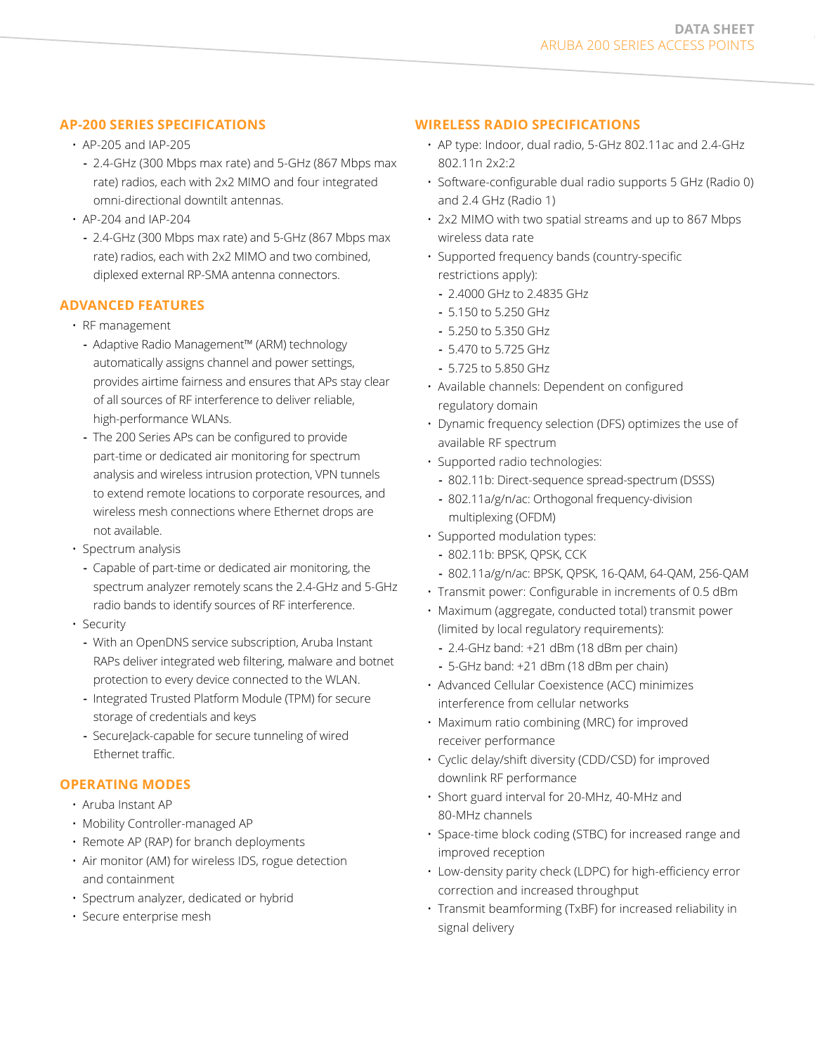## AP-200 SERIES SPECIFICATIONS

- AP-205 and IAP-205
  - 2.4-GHz (300 Mbps max rate) and 5-GHz (867 Mbps max rate) radios, each with 2x2 MIMO and four integrated omni-directional downtilt antennas.
- AP-204 and IAP-204
  - 2.4-GHz (300 Mbps max rate) and 5-GHz (867 Mbps max rate) radios, each with 2x2 MIMO and two combined, diplexed external RP-SMA antenna connectors.

## ADVANCED FEATURES

- RF management
  - Adaptive Radio Management™ (ARM) technology automatically assigns channel and power settings, provides airtime fairness and ensures that APs stay clear of all sources of RF interference to deliver reliable, high-performance WLANs.
  - The 200 Series APs can be configured to provide part-time or dedicated air monitoring for spectrum analysis and wireless intrusion protection, VPN tunnels to extend remote locations to corporate resources, and wireless mesh connections where Ethernet drops are not available.
- Spectrum analysis
  - Capable of part-time or dedicated air monitoring, the spectrum analyzer remotely scans the 2.4-GHz and 5-GHz radio bands to identify sources of RF interference.
- Security
  - With an OpenDNS service subscription, Aruba Instant RAPs deliver integrated web filtering, malware and botnet protection to every device connected to the WLAN.
  - Integrated Trusted Platform Module (TPM) for secure storage of credentials and keys
  - SecureJack-capable for secure tunneling of wired Ethernet traffic.

## OPERATING MODES

- Aruba Instant AP
- Mobility Controller-managed AP
- Remote AP (RAP) for branch deployments
- Air monitor (AM) for wireless IDS, rogue detection and containment
- Spectrum analyzer, dedicated or hybrid
- Secure enterprise mesh

## WIRELESS RADIO SPECIFICATIONS

- AP type: Indoor, dual radio, 5-GHz 802.11ac and 2.4-GHz 802.11n 2x2:2
- Software-configurable dual radio supports 5 GHz (Radio 0) and 2.4 GHz (Radio 1)
- 2x2 MIMO with two spatial streams and up to 867 Mbps wireless data rate
- Supported frequency bands (country-specific restrictions apply):
  - 2.4000 GHz to 2.4835 GHz
  - 5.150 to 5.250 GHz
  - 5.250 to 5.350 GHz
  - 5.470 to 5.725 GHz
  - 5.725 to 5.850 GHz
- Available channels: Dependent on configured regulatory domain
- Dynamic frequency selection (DFS) optimizes the use of available RF spectrum
- Supported radio technologies:
  - 802.11b: Direct-sequence spread-spectrum (DSSS)
  - 802.11a/g/n/ac: Orthogonal frequency-division multiplexing (OFDM)
- Supported modulation types:
  - 802.11b: BPSK, QPSK, CCK
  - 802.11a/g/n/ac: BPSK, QPSK, 16-QAM, 64-QAM, 256-QAM
- Transmit power: Configurable in increments of 0.5 dBm
- Maximum (aggregate, conducted total) transmit power (limited by local regulatory requirements):
  - 2.4-GHz band: +21 dBm (18 dBm per chain)
  - 5-GHz band: +21 dBm (18 dBm per chain)
- Advanced Cellular Coexistence (ACC) minimizes interference from cellular networks
- Maximum ratio combining (MRC) for improved receiver performance
- Cyclic delay/shift diversity (CDD/CSD) for improved downlink RF performance
- Short guard interval for 20-MHz, 40-MHz and 80-MHz channels
- Space-time block coding (STBC) for increased range and improved reception
- Low-density parity check (LDPC) for high-efficiency error correction and increased throughput
- Transmit beamforming (TxBF) for increased reliability in signal delivery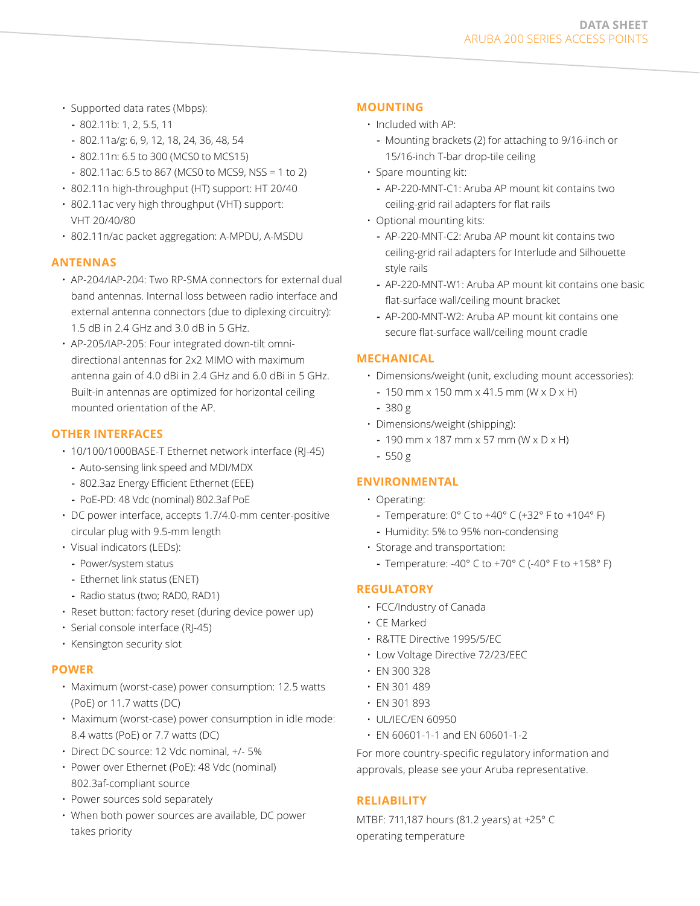- Supported data rates (Mbps):
  - 802.11b: 1, 2, 5.5, 11
  - 802.11a/g: 6, 9, 12, 18, 24, 36, 48, 54
  - 802.11n: 6.5 to 300 (MCS0 to MCS15)
  - 802.11ac: 6.5 to 867 (MCS0 to MCS9, NSS = 1 to 2)
- 802.11n high-throughput (HT) support: HT 20/40
- 802.11ac very high throughput (VHT) support: VHT 20/40/80
- 802.11n/ac packet aggregation: A-MPDU, A-MSDU

## ANTENNAS

- AP-204/IAP-204: Two RP-SMA connectors for external dual band antennas. Internal loss between radio interface and external antenna connectors (due to diplexing circuitry): 1.5 dB in 2.4 GHz and 3.0 dB in 5 GHz.
- AP-205/IAP-205: Four integrated down-tilt omni-directional antennas for 2x2 MIMO with maximum antenna gain of 4.0 dBi in 2.4 GHz and 6.0 dBi in 5 GHz. Built-in antennas are optimized for horizontal ceiling mounted orientation of the AP.

## OTHER INTERFACES

- 10/100/1000BASE-T Ethernet network interface (RJ-45)
  - Auto-sensing link speed and MDI/MDX
  - 802.3az Energy Efficient Ethernet (EEE)
  - PoE-PD: 48 Vdc (nominal) 802.3af PoE
- DC power interface, accepts 1.7/4.0-mm center-positive circular plug with 9.5-mm length
- Visual indicators (LEDs):
  - Power/system status
  - Ethernet link status (ENET)
  - Radio status (two; RAD0, RAD1)
- Reset button: factory reset (during device power up)
- Serial console interface (RJ-45)
- Kensington security slot

## POWER

- Maximum (worst-case) power consumption: 12.5 watts (PoE) or 11.7 watts (DC)
- Maximum (worst-case) power consumption in idle mode: 8.4 watts (PoE) or 7.7 watts (DC)
- Direct DC source: 12 Vdc nominal, +/- 5%
- Power over Ethernet (PoE): 48 Vdc (nominal) 802.3af-compliant source
- Power sources sold separately
- When both power sources are available, DC power takes priority

## MOUNTING

- Included with AP:
  - Mounting brackets (2) for attaching to 9/16-inch or 15/16-inch T-bar drop-tile ceiling
- Spare mounting kit:
  - AP-220-MNT-C1: Aruba AP mount kit contains two ceiling-grid rail adapters for flat rails
- Optional mounting kits:
  - AP-220-MNT-C2: Aruba AP mount kit contains two ceiling-grid rail adapters for Interlude and Silhouette style rails
  - AP-220-MNT-W1: Aruba AP mount kit contains one basic flat-surface wall/ceiling mount bracket
  - AP-200-MNT-W2: Aruba AP mount kit contains one secure flat-surface wall/ceiling mount cradle

## MECHANICAL

- Dimensions/weight (unit, excluding mount accessories):
  - 150 mm x 150 mm x 41.5 mm (W x D x H)
  - 380 g
- Dimensions/weight (shipping):
  - 190 mm x 187 mm x 57 mm (W x D x H)
  - 550 g

## ENVIRONMENTAL

- Operating:
  - Temperature: 0° C to +40° C (+32° F to +104° F)
  - Humidity: 5% to 95% non-condensing
- Storage and transportation:
  - Temperature: -40° C to +70° C (-40° F to +158° F)

## REGULATORY

- FCC/Industry of Canada
- CE Marked
- R&TTE Directive 1995/5/EC
- Low Voltage Directive 72/23/EEC
- EN 300 328
- EN 301 489
- EN 301 893
- UL/IEC/EN 60950
- EN 60601-1-1 and EN 60601-1-2

For more country-specific regulatory information and approvals, please see your Aruba representative.

## RELIABILITY

MTBF: 711,187 hours (81.2 years) at +25° C operating temperature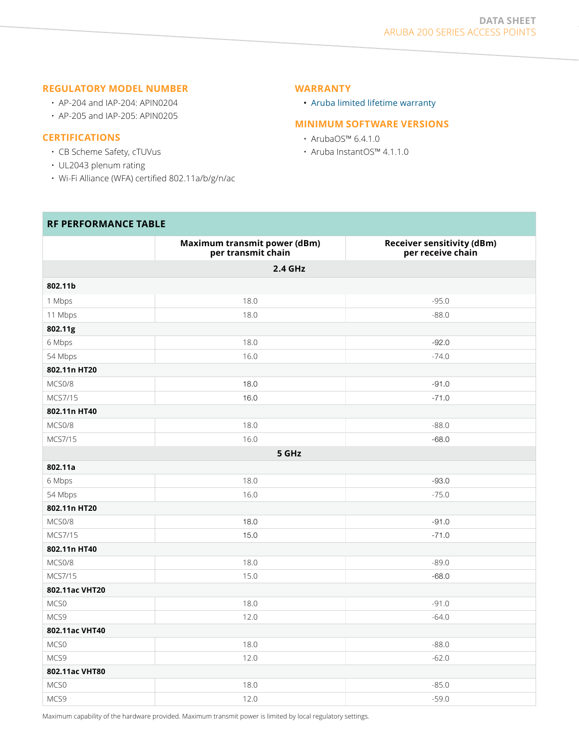## REGULATORY MODEL NUMBER

- AP-204 and IAP-204: APIN0204
- AP-205 and IAP-205: APIN0205

## CERTIFICATIONS

- CB Scheme Safety, cTUVus
- UL2043 plenum rating
- Wi-Fi Alliance (WFA) certified 802.11a/b/g/n/ac

## WARRANTY

- Aruba limited lifetime warranty

## MINIMUM SOFTWARE VERSIONS

- ArubaOS™ 6.4.1.0
- Aruba InstantOS™ 4.1.1.0

## RF PERFORMANCE TABLE

| | Maximum transmit power (dBm) per transmit chain | Receiver sensitivity (dBm) per receive chain |
|---|---|---|
| | **2.4 GHz** | |
| **802.11b** | | |
| 1 Mbps | 18.0 | -95.0 |
| 11 Mbps | 18.0 | -88.0 |
| **802.11g** | | |
| 6 Mbps | 18.0 | -92.0 |
| 54 Mbps | 16.0 | -74.0 |
| **802.11n HT20** | | |
| MCS0/8 | 18.0 | -91.0 |
| MCS7/15 | 16.0 | -71.0 |
| **802.11n HT40** | | |
| MCS0/8 | 18.0 | -88.0 |
| MCS7/15 | 16.0 | -68.0 |
| | **5 GHz** | |
| **802.11a** | | |
| 6 Mbps | 18.0 | -93.0 |
| 54 Mbps | 16.0 | -75.0 |
| **802.11n HT20** | | |
| MCS0/8 | 18.0 | -91.0 |
| MCS7/15 | 15.0 | -71.0 |
| **802.11n HT40** | | |
| MCS0/8 | 18.0 | -89.0 |
| MCS7/15 | 15.0 | -68.0 |
| **802.11ac VHT20** | | |
| MCS0 | 18.0 | -91.0 |
| MCS9 | 12.0 | -64.0 |
| **802.11ac VHT40** | | |
| MCS0 | 18.0 | -88.0 |
| MCS9 | 12.0 | -62.0 |
| **802.11ac VHT80** | | |
| MCS0 | 18.0 | -85.0 |
| MCS9 | 12.0 | -59.0 |

Maximum capability of the hardware provided. Maximum transmit power is limited by local regulatory settings.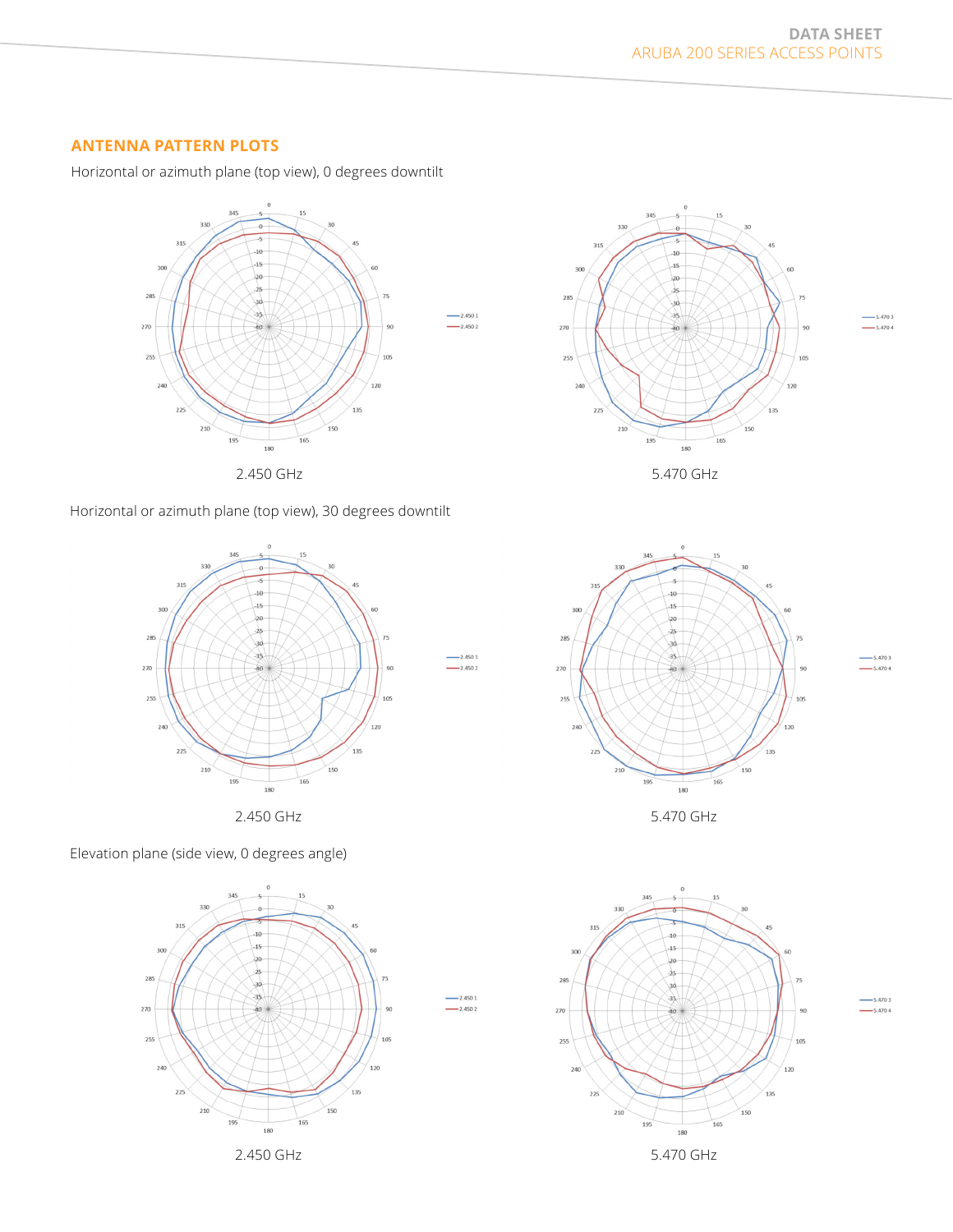## ANTENNA PATTERN PLOTS

Horizontal or azimuth plane (top view), 0 degrees downtilt

2.450 GHz

5.470 GHz

Horizontal or azimuth plane (top view), 30 degrees downtilt

2.450 GHz

5.470 GHz

Elevation plane (side view, 0 degrees angle)

2.450 GHz

5.470 GHz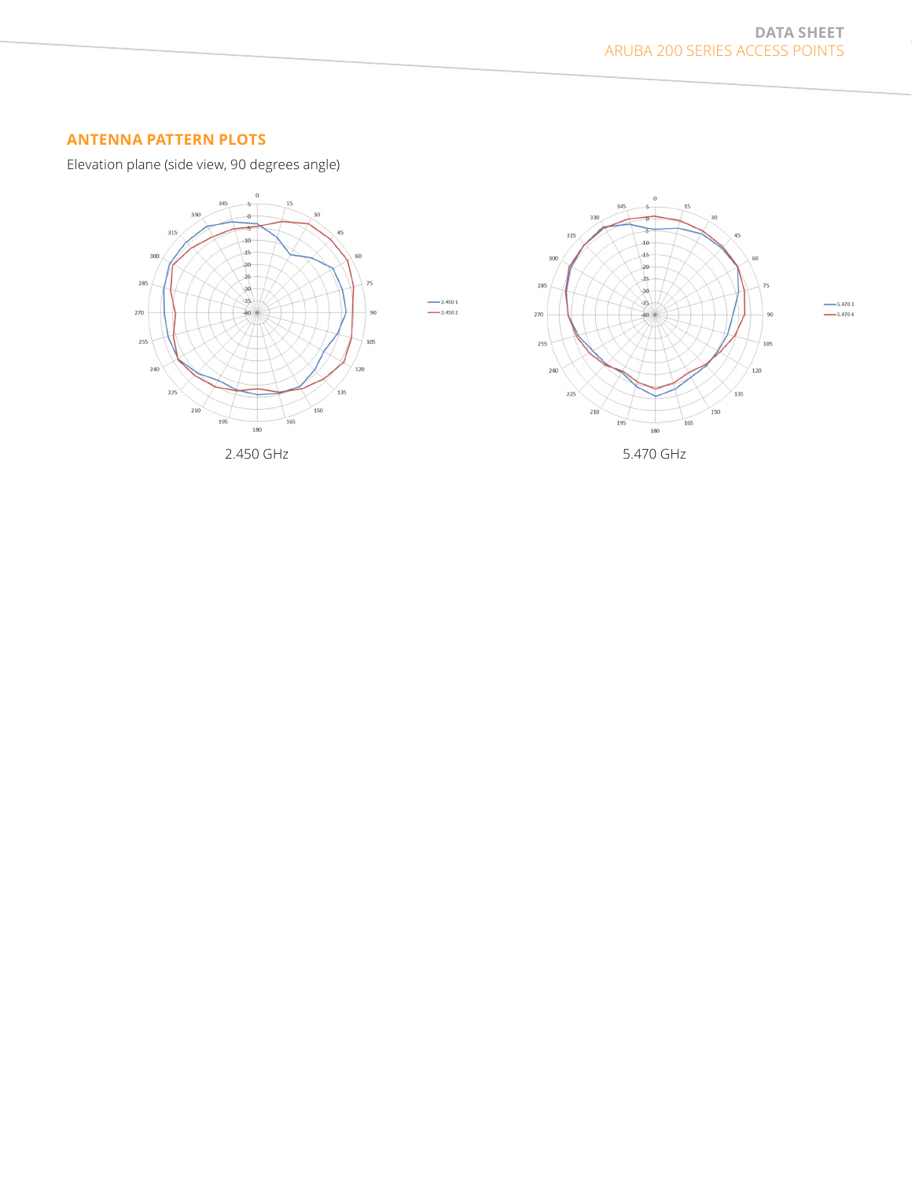## ANTENNA PATTERN PLOTS

Elevation plane (side view, 90 degrees angle)

2.450 GHz

5.470 GHz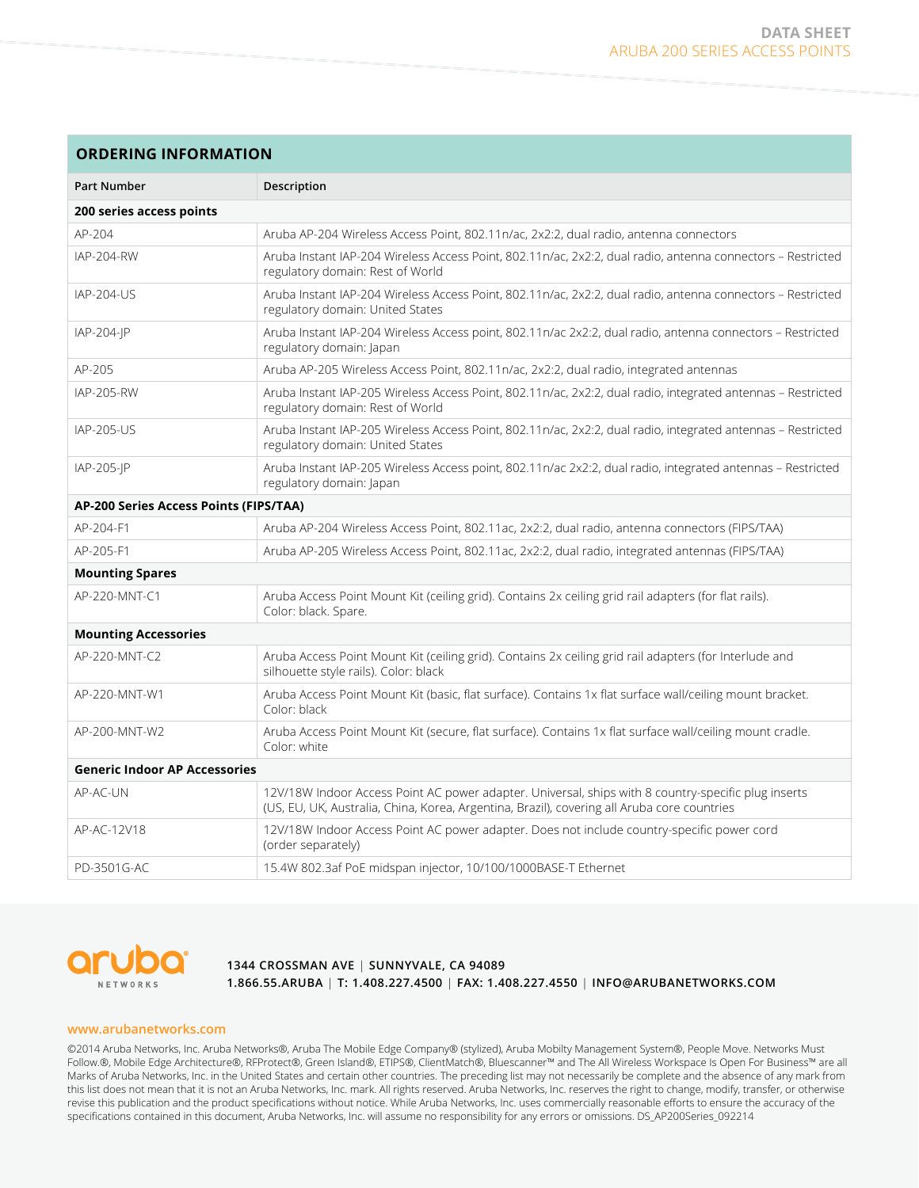## ORDERING INFORMATION

| Part Number | Description |
|---|---|
| **200 series access points** | |
| AP-204 | Aruba AP-204 Wireless Access Point, 802.11n/ac, 2x2:2, dual radio, antenna connectors |
| IAP-204-RW | Aruba Instant IAP-204 Wireless Access Point, 802.11n/ac, 2x2:2, dual radio, antenna connectors – Restricted regulatory domain: Rest of World |
| IAP-204-US | Aruba Instant IAP-204 Wireless Access Point, 802.11n/ac, 2x2:2, dual radio, antenna connectors – Restricted regulatory domain: United States |
| IAP-204-JP | Aruba Instant IAP-204 Wireless Access point, 802.11n/ac 2x2:2, dual radio, antenna connectors – Restricted regulatory domain: Japan |
| AP-205 | Aruba AP-205 Wireless Access Point, 802.11n/ac, 2x2:2, dual radio, integrated antennas |
| IAP-205-RW | Aruba Instant IAP-205 Wireless Access Point, 802.11n/ac, 2x2:2, dual radio, integrated antennas – Restricted regulatory domain: Rest of World |
| IAP-205-US | Aruba Instant IAP-205 Wireless Access Point, 802.11n/ac, 2x2:2, dual radio, integrated antennas – Restricted regulatory domain: United States |
| IAP-205-JP | Aruba Instant IAP-205 Wireless Access point, 802.11n/ac 2x2:2, dual radio, integrated antennas – Restricted regulatory domain: Japan |
| **AP-200 Series Access Points (FIPS/TAA)** | |
| AP-204-F1 | Aruba AP-204 Wireless Access Point, 802.11ac, 2x2:2, dual radio, antenna connectors (FIPS/TAA) |
| AP-205-F1 | Aruba AP-205 Wireless Access Point, 802.11ac, 2x2:2, dual radio, integrated antennas (FIPS/TAA) |
| **Mounting Spares** | |
| AP-220-MNT-C1 | Aruba Access Point Mount Kit (ceiling grid). Contains 2x ceiling grid rail adapters (for flat rails). Color: black. Spare. |
| **Mounting Accessories** | |
| AP-220-MNT-C2 | Aruba Access Point Mount Kit (ceiling grid). Contains 2x ceiling grid rail adapters (for Interlude and silhouette style rails). Color: black |
| AP-220-MNT-W1 | Aruba Access Point Mount Kit (basic, flat surface). Contains 1x flat surface wall/ceiling mount bracket. Color: black |
| AP-200-MNT-W2 | Aruba Access Point Mount Kit (secure, flat surface). Contains 1x flat surface wall/ceiling mount cradle. Color: white |
| **Generic Indoor AP Accessories** | |
| AP-AC-UN | 12V/18W Indoor Access Point AC power adapter. Universal, ships with 8 country-specific plug inserts (US, EU, UK, Australia, China, Korea, Argentina, Brazil), covering all Aruba core countries |
| AP-AC-12V18 | 12V/18W Indoor Access Point AC power adapter. Does not include country-specific power cord (order separately) |
| PD-3501G-AC | 15.4W 802.3af PoE midspan injector, 10/100/1000BASE-T Ethernet |

**1344 CROSSMAN AVE | SUNNYVALE, CA 94089**
**1.866.55.ARUBA | T: 1.408.227.4500 | FAX: 1.408.227.4550 | INFO@ARUBANETWORKS.COM**

www.arubanetworks.com

©2014 Aruba Networks, Inc. Aruba Networks®, Aruba The Mobile Edge Company® (stylized), Aruba Mobilty Management System®, People Move. Networks Must Follow.®, Mobile Edge Architecture®, RFProtect®, Green Island®, ETIPS®, ClientMatch®, Bluescanner™ and The All Wireless Workspace Is Open For Business™ are all Marks of Aruba Networks, Inc. in the United States and certain other countries. The preceding list may not necessarily be complete and the absence of any mark from this list does not mean that it is not an Aruba Networks, Inc. mark. All rights reserved. Aruba Networks, Inc. reserves the right to change, modify, transfer, or otherwise revise this publication and the product specifications without notice. While Aruba Networks, Inc. uses commercially reasonable efforts to ensure the accuracy of the specifications contained in this document, Aruba Networks, Inc. will assume no responsibility for any errors or omissions. DS_AP200Series_092214